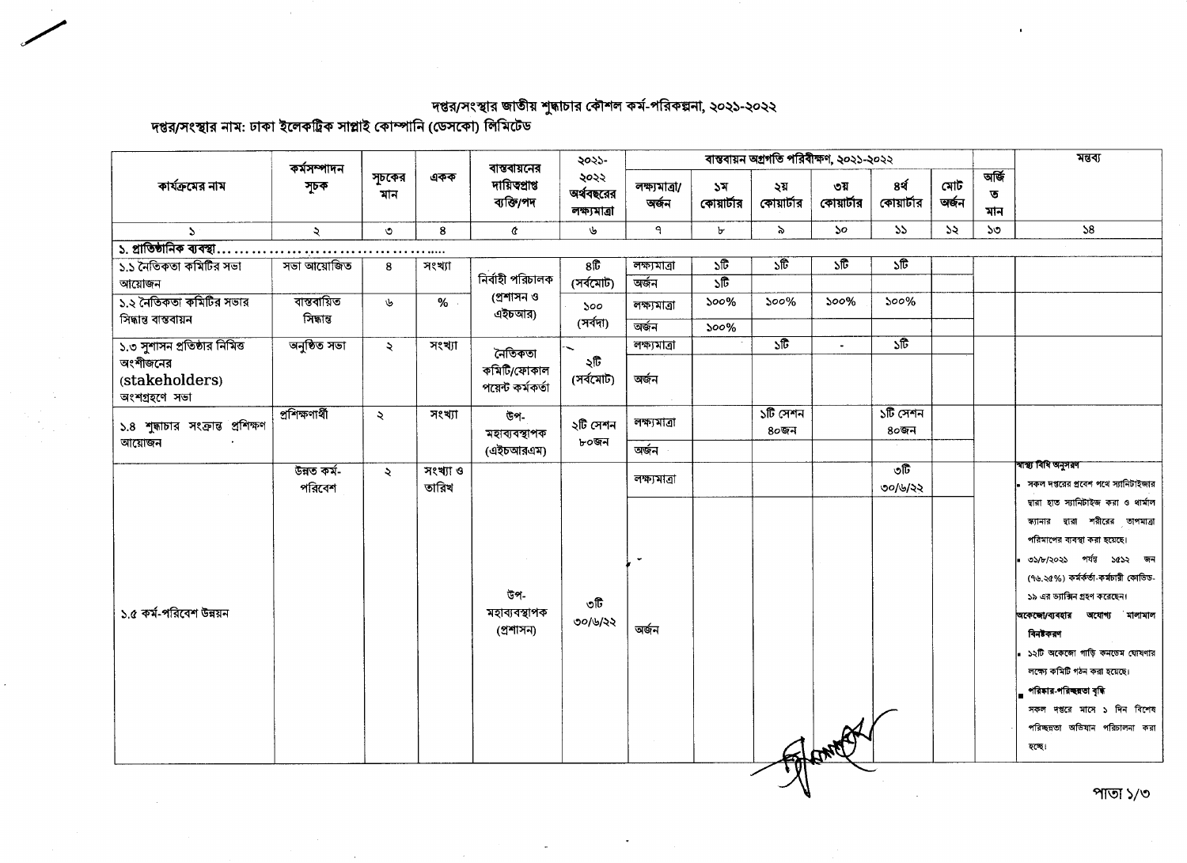# দপ্তর/সংস্থার জাতীয় শুদ্ধাচার কৌশল কর্ম-পরিকল্পনা, ২০২১-২০২২

## দপ্তর/সংস্থার নাম: ঢাকা ইলেকট্রিক সাপ্লাই কোম্পানি (ডেসকো) লিমিটেড

| কার্যক্রমের নাম | কর্মসম্পাদন সূচক | সূচকের মান | একক | বাস্তবায়নের দায়িত্বপ্রাপ্ত ব্যক্তি/পদ | ২০২১-২০২২ অর্থবছরের লক্ষ্যমাত্রা | বাস্তবায়ন অগ্রগতি পরিবীক্ষণ, ২০২১-২০২২ | | | | | | অর্জিত মান | মন্তব্য |
|---|---|---|---|---|---|---|---|---|---|---|---|---|---|
| | | | | | | লক্ষ্যমাত্রা/ অর্জন | ১ম কোয়ার্টার | ২য় কোয়ার্টার | ৩য় কোয়ার্টার | ৪র্থ কোয়ার্টার | মোট অর্জন | | |
| ১ | ২ | ৩ | ৪ | ৫ | ৬ | ৭ | ৮ | ৯ | ১০ | ১১ | ১২ | ১৩ | ১৪ |
| **১. প্রাতিষ্ঠানিক ব্যবস্থা………………………………** | | | | | | | | | | | | | |
| ১.১ নৈতিকতা কমিটির সভা আয়োজন | সভা আয়োজিত | ৪ | সংখ্যা | নির্বাহী পরিচালক (প্রশাসন ও এইচআর) | ৪টি (সর্বমোট) | লক্ষ্যমাত্রা | ১টি | ১টি | ১টি | ১টি | | | |
| | | | | | | অর্জন | ১টি | | | | | | |
| ১.২ নৈতিকতা কমিটির সভার সিদ্ধান্ত বাস্তবায়ন | বাস্তবায়িত সিদ্ধান্ত | ৬ | % | | ১০০ (সর্বদা) | লক্ষ্যমাত্রা | ১০০% | ১০০% | ১০০% | ১০০% | | | |
| | | | | | | অর্জন | ১০০% | | | | | | |
| ১.৩ সুশাসন প্রতিষ্ঠার নিমিত্ত অংশীজনের (stakeholders) অংশগ্রহণে সভা | অনুষ্ঠিত সভা | ২ | সংখ্যা | নৈতিকতা কমিটি/ফোকাল পয়েন্ট কর্মকর্তা | ২টি (সর্বমোট) | লক্ষ্যমাত্রা | | ১টি | - | ১টি | | | |
| | | | | | | অর্জন | | | | | | | |
| ১.৪ শুদ্ধাচার সংক্রান্ত প্রশিক্ষণ আয়োজন | প্রশিক্ষণার্থী | ২ | সংখ্যা | উপ-মহাব্যবস্থাপক (এইচআরএম) | ২টি সেশন ৮০জন | লক্ষ্যমাত্রা | | ১টি সেশন ৪০জন | | ১টি সেশন ৪০জন | | | |
| | | | | | | অর্জন | | | | | | | |
| ১.৫ কর্ম-পরিবেশ উন্নয়ন | উন্নত কর্ম-পরিবেশ | ২ | সংখ্যা ও তারিখ | উপ-মহাব্যবস্থাপক (প্রশাসন) | ৩টি ৩০/৬/২২ | লক্ষ্যমাত্রা | | | | ৩টি ৩০/৬/২২ | | | |
| | | | | | | অর্জন | | | | | | | **স্বাস্থ্য বিধি অনুসরণ** <br>▪ সকল দপ্তরের প্রবেশ পথে স্যানিটাইজার দ্বারা হাত স্যানিটাইজ করা ও থার্মাল স্ক্যানার দ্বারা শরীরের তাপমাত্রা পরিমাপের ব্যবস্থা করা হয়েছে। <br>▪ ৩১/৮/২০২১ পর্যন্ত ১৫১২ জন (৭৬.২৫%) কর্মকর্তা-কর্মচারী কোভিড-১৯ এর ভ্যাক্সিন গ্রহণ করেছেন। <br>**অকেজো/ব্যবহার অযোগ্য মালামাল বিনষ্টকরণ** <br>▪ ১২টি অকেজো গাড়ি কনডেম ঘোষণার লক্ষ্যে কমিটি গঠন করা হয়েছে। <br>▪ **পরিষ্কার-পরিচ্ছন্নতা বৃদ্ধি** <br>সকল দপ্তরে মাসে ১ দিন বিশেষ পরিচ্ছন্নতা অভিযান পরিচালনা করা হচ্ছে। |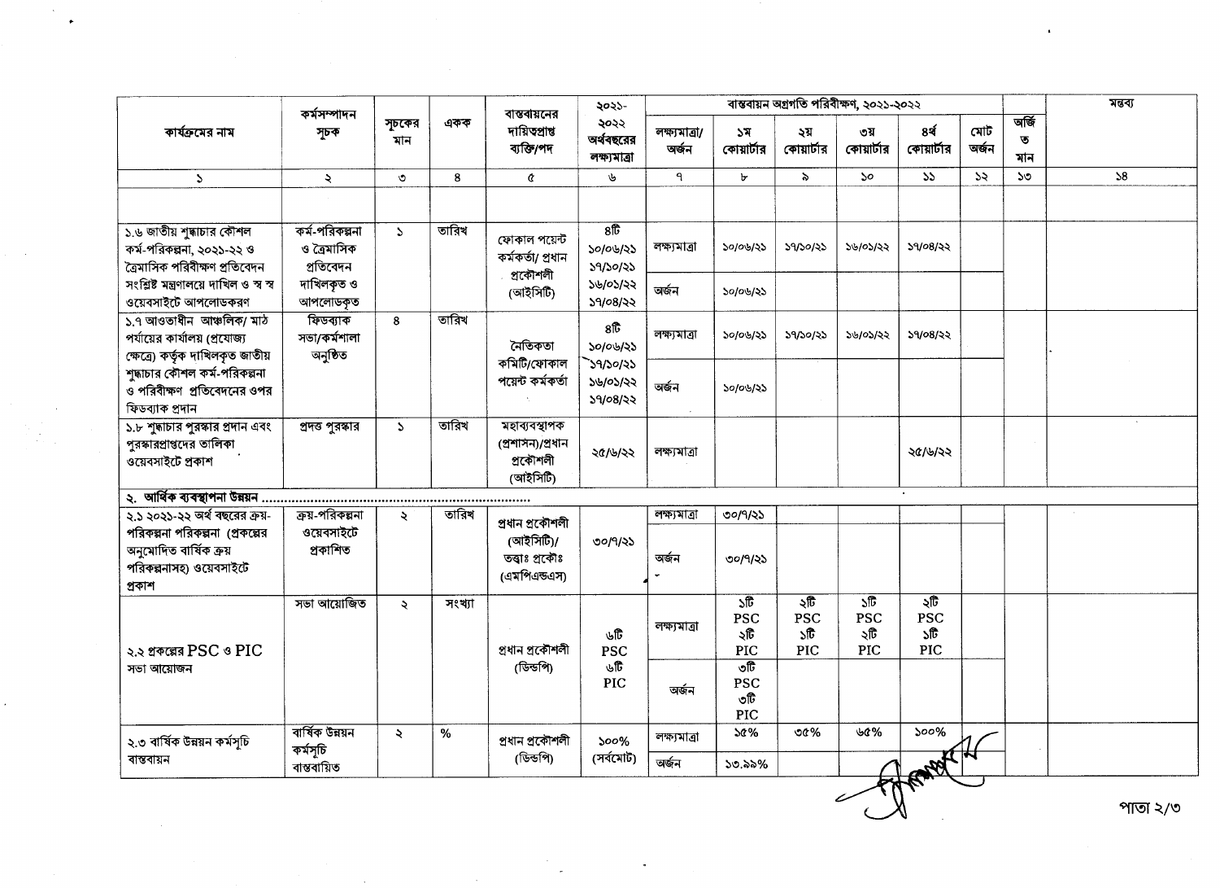| কার্যক্রমের নাম | কর্মসম্পাদন সূচক | সূচকের মান | একক | বাস্তবায়নের দায়িত্বপ্রাপ্ত ব্যক্তি/পদ | ২০২১-২০২২ অর্থবছরের লক্ষ্যমাত্রা | বাস্তবায়ন অগ্রগতি পরিবীক্ষণ, ২০২১-২০২২ | | | | | | অর্জিত মান | মন্তব্য |
|---|---|---|---|---|---|---|---|---|---|---|---|---|---|
| | | | | | | লক্ষ্যমাত্রা/ অর্জন | ১ম কোয়ার্টার | ২য় কোয়ার্টার | ৩য় কোয়ার্টার | ৪র্থ কোয়ার্টার | মোট অর্জন | | |
| ১ | ২ | ৩ | ৪ | ৫ | ৬ | ৭ | ৮ | ৯ | ১০ | ১১ | ১২ | ১৩ | ১৪ |
| | | | | | | | | | | | | | |
| ১.৬ জাতীয় শুদ্ধাচার কৌশল কর্ম-পরিকল্পনা, ২০২১-২২ ও ত্রৈমাসিক পরিবীক্ষণ প্রতিবেদন সংশ্লিষ্ট মন্ত্রণালয়ে দাখিল ও স্ব স্ব ওয়েবসাইটে আপলোডকরণ | কর্ম-পরিকল্পনা ও ত্রৈমাসিক প্রতিবেদন দাখিলকৃত ও আপলোডকৃত | ১ | তারিখ | ফোকাল পয়েন্ট কর্মকর্তা/ প্রধান প্রকৌশলী (আইসিটি) | ৪টি ১০/০৬/২১ ১৭/১০/২১ ১৬/০১/২২ ১৭/০৪/২২ | লক্ষ্যমাত্রা | ১০/০৬/২১ | ১৭/১০/২১ | ১৬/০১/২২ | ১৭/০৪/২২ | | | |
| | | | | | | অর্জন | ১০/০৬/২১ | | | | | | |
| ১.৭ আওতাধীন আঞ্চলিক/ মাঠ পর্যায়ের কার্যালয় (প্রযোজ্য ক্ষেত্রে) কর্তৃক দাখিলকৃত জাতীয় শুদ্ধাচার কৌশল কর্ম-পরিকল্পনা ও পরিবীক্ষণ প্রতিবেদনের ওপর ফিডব্যাক প্রদান | ফিডব্যাক সভা/কর্মশালা অনুষ্ঠিত | ৪ | তারিখ | নৈতিকতা কমিটি/ফোকাল পয়েন্ট কর্মকর্তা | ৪টি ১০/০৬/২১ ১৭/১০/২১ ১৬/০১/২২ ১৭/০৪/২২ | লক্ষ্যমাত্রা | ১০/০৬/২১ | ১৭/১০/২১ | ১৬/০১/২২ | ১৭/০৪/২২ | | | |
| | | | | | | অর্জন | ১০/০৬/২১ | | | | | | |
| ১.৮ শুদ্ধাচার পুরস্কার প্রদান এবং পুরস্কারপ্রাপ্তদের তালিকা ওয়েবসাইটে প্রকাশ | প্রদত্ত পুরস্কার | ১ | তারিখ | মহাব্যবস্থাপক (প্রশাসন)/প্রধান প্রকৌশলী (আইসিটি) | ২৫/৬/২২ | লক্ষ্যমাত্রা | | | | ২৫/৬/২২ | | | |
| **২. আর্থিক ব্যবস্থাপনা উন্নয়ন** ...................................................................... | | | | | | | | | | | | | |
| ২.১ ২০২১-২২ অর্থ বছরের ক্রয়-পরিকল্পনা পরিকল্পনা (প্রকল্পের অনুমোদিত বার্ষিক ক্রয় পরিকল্পনাসহ) ওয়েবসাইটে প্রকাশ | ক্রয়-পরিকল্পনা ওয়েবসাইটে প্রকাশিত | ২ | তারিখ | প্রধান প্রকৌশলী (আইসিটি)/ তত্বাঃ প্রকৌঃ (এমপিএন্ডএস) | ৩০/৭/২১ | লক্ষ্যমাত্রা | ৩০/৭/২১ | | | | | | |
| | | | | | | অর্জন | ৩০/৭/২১ | | | | | | |
| ২.২ প্রকল্পের PSC ও PIC সভা আয়োজন | সভা আয়োজিত | ২ | সংখ্যা | প্রধান প্রকৌশলী (ডিন্ডপি) | ৬টি PSC ৬টি PIC | লক্ষ্যমাত্রা | ১টি PSC ২টি PIC | ২টি PSC ১টি PIC | ১টি PSC ২টি PIC | ২টি PSC ১টি PIC | | | |
| | | | | | | অর্জন | ৩টি PSC ৩টি PIC | | | | | | |
| ২.৩ বার্ষিক উন্নয়ন কর্মসূচি বাস্তবায়ন | বার্ষিক উন্নয়ন কর্মসূচি বাস্তবায়িত | ২ | % | প্রধান প্রকৌশলী (ডিন্ডপি) | ১০০% (সর্বমোট) | লক্ষ্যমাত্রা | ১৫% | ৩৫% | ৬৫% | ১০০% | | | |
| | | | | | | অর্জন | ১৩.৯৯% | | | | | | |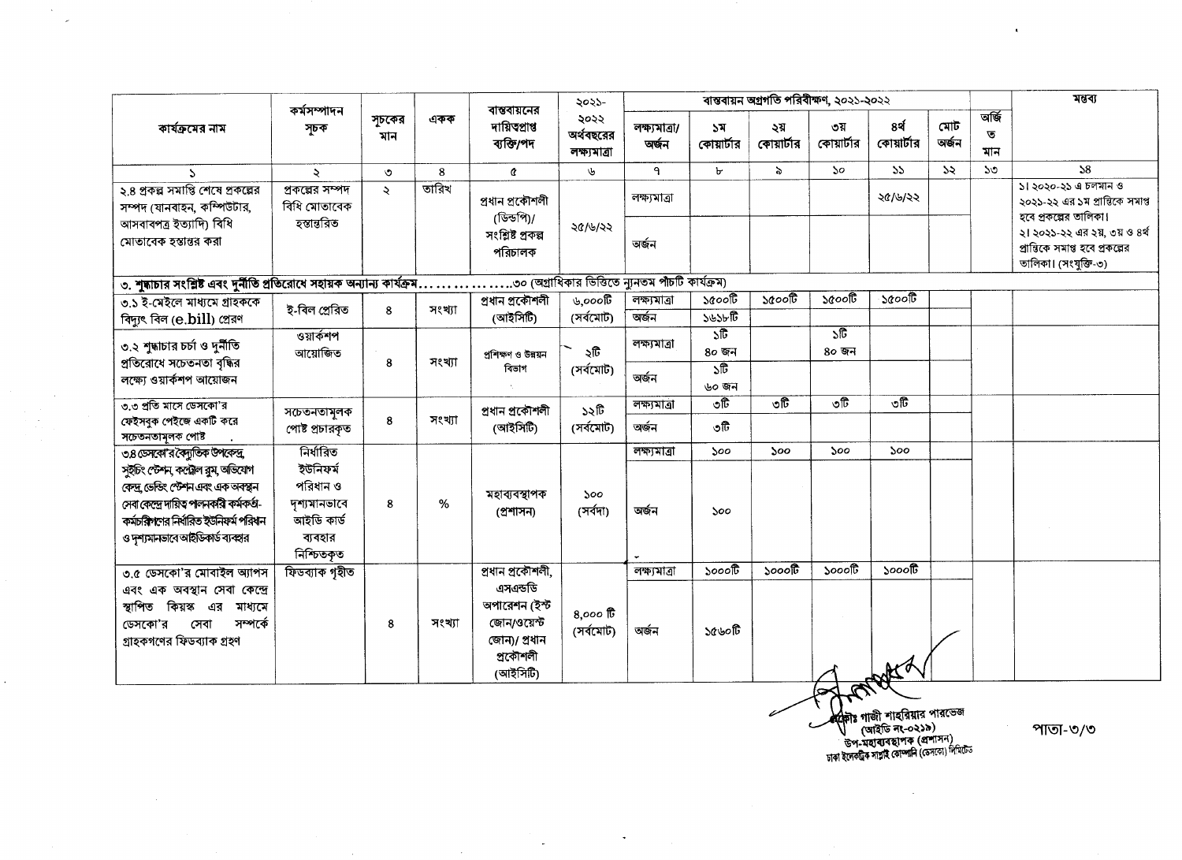| কার্যক্রমের নাম | কর্মসম্পাদন সূচক | সূচকের মান | একক | বাস্তবায়নের দায়িত্বপ্রাপ্ত ব্যক্তি/পদ | ২০২১-২০২২ অর্থবছরের লক্ষ্যমাত্রা | বাস্তবায়ন অগ্রগতি পরিবীক্ষণ, ২০২১-২০২২ | | | | | | অর্জিত মান | মন্তব্য |
|---|---|---|---|---|---|---|---|---|---|---|---|---|---|
| | | | | | | লক্ষ্যমাত্রা/ অর্জন | ১ম কোয়ার্টার | ২য় কোয়ার্টার | ৩য় কোয়ার্টার | ৪র্থ কোয়ার্টার | মোট অর্জন | | |
| ১ | ২ | ৩ | ৪ | ৫ | ৬ | ৭ | ৮ | ৯ | ১০ | ১১ | ১২ | ১৩ | ১৪ |
| ২.৪ প্রকল্প সমাপ্তি শেষে প্রকল্পের সম্পদ (যানবাহন, কম্পিউটার, আসবাবপত্র ইত্যাদি) বিধি মোতাবেক হস্তান্তর করা | প্রকল্পের সম্পদ বিধি মোতাবেক হস্তান্তরিত | ২ | তারিখ | প্রধান প্রকৌশলী (ডিএন্ডপি)/ সংশ্লিষ্ট প্রকল্প পরিচালক | ২৫/৬/২২ | লক্ষ্যমাত্রা | | | | ২৫/৬/২২ | | | ১। ২০২০-২১ এ চলমান ও ২০২১-২২ এর ১ম প্রান্তিকে সমাপ্ত হবে প্রকল্পের তালিকা। ২। ২০২১-২২ এর ২য়, ৩য় ও ৪র্থ প্রান্তিকে সমাপ্ত হবে প্রকল্পের তালিকা। (সংযুক্তি-৩) |
| | | | | | | অর্জন | | | | | | | |
| **৩. শুদ্ধাচার সংশ্লিষ্ট এবং দুর্নীতি প্রতিরোধে সহায়ক অন্যান্য কার্যক্রম……………৩০ (অগ্রাধিকার ভিত্তিতে ন্যূনতম পাঁচটি কার্যক্রম)** | | | | | | | | | | | | | |
| ৩.১ ই-মেইলে মাধ্যমে গ্রাহককে বিদ্যুৎ বিল (e.bill) প্রেরণ | ই-বিল প্রেরিত | ৪ | সংখ্যা | প্রধান প্রকৌশলী (আইসিটি) | ৬,০০০টি (সর্বমোট) | লক্ষ্যমাত্রা | ১৫০০টি | ১৫০০টি | ১৫০০টি | ১৫০০টি | | | |
| | | | | | | অর্জন | ১৬১৮টি | | | | | | |
| ৩.২ শুদ্ধাচার চর্চা ও দুর্নীতি প্রতিরোধে সচেতনতা বৃদ্ধির লক্ষ্যে ওয়ার্কশপ আয়োজন | ওয়ার্কশপ আয়োজিত | ৪ | সংখ্যা | প্রশিক্ষণ ও উন্নয়ন বিভাগ | ২টি (সর্বমোট) | লক্ষ্যমাত্রা | ১টি ৪০ জন | | ১টি ৪০ জন | | | | |
| | | | | | | অর্জন | ১টি ৬০ জন | | | | | | |
| ৩.৩ প্রতি মাসে ডেসকো'র ফেইসবুক পেইজে একটি করে সচেতনতামূলক পোষ্ট | সচেতনতামূলক পোষ্ট প্রচারকৃত | ৪ | সংখ্যা | প্রধান প্রকৌশলী (আইসিটি) | ১২টি (সর্বমোট) | লক্ষ্যমাত্রা | ৩টি | ৩টি | ৩টি | ৩টি | | | |
| | | | | | | অর্জন | ৩টি | | | | | | |
| ৩.৪ ডেসকো'র বৈদ্যুতিক উপকেন্দ্র, সুইচিং স্টেশন, কন্ট্রোল রুম, অভিযোগ কেন্দ্র, ভেন্ডিং স্টেশন এবং এক অবস্থান সেবা কেন্দ্রে দায়িত্ব পালনকারী কর্মকর্তা-কর্মচারীগণের নির্ধারিত ইউনিফর্ম পরিধান ও দৃশ্যমানভাবে আইডিকার্ড ব্যবহার | নির্ধারিত ইউনিফর্ম পরিধান ও দৃশ্যমানভাবে আইডি কার্ড ব্যবহার নিশ্চিতকৃত | ৪ | % | মহাব্যবস্থাপক (প্রশাসন) | ১০০ (সর্বদা) | লক্ষ্যমাত্রা | ১০০ | ১০০ | ১০০ | ১০০ | | | |
| | | | | | | অর্জন | ১০০ | | | | | | |
| ৩.৫ ডেসকো'র মোবাইল অ্যাপস এবং এক অবস্থান সেবা কেন্দ্রে স্থাপিত কিয়স্ক এর মাধ্যমে ডেসকো'র সেবা সম্পর্কে গ্রাহকগণের ফিডব্যাক গ্রহণ | ফিডব্যাক গৃহীত | ৪ | সংখ্যা | প্রধান প্রকৌশলী, এসএন্ডডি অপারেশন (ইস্ট জোন/ওয়েস্ট জোন)/ প্রধান প্রকৌশলী (আইসিটি) | ৪,০০০ টি (সর্বমোট) | লক্ষ্যমাত্রা | ১০০০টি | ১০০০টি | ১০০০টি | ১০০০টি | | | |
| | | | | | | অর্জন | ১৫৬০টি | | | | | | |

মোঃ গাজী শাহরিয়ার পারভেজ
(আইডি নং-০২১৯)
উপ-মহাব্যবস্থাপক (প্রশাসন)
ঢাকা ইলেকট্রিক সাপ্লাই কোম্পানি (ডেসকো) লিমিটেড